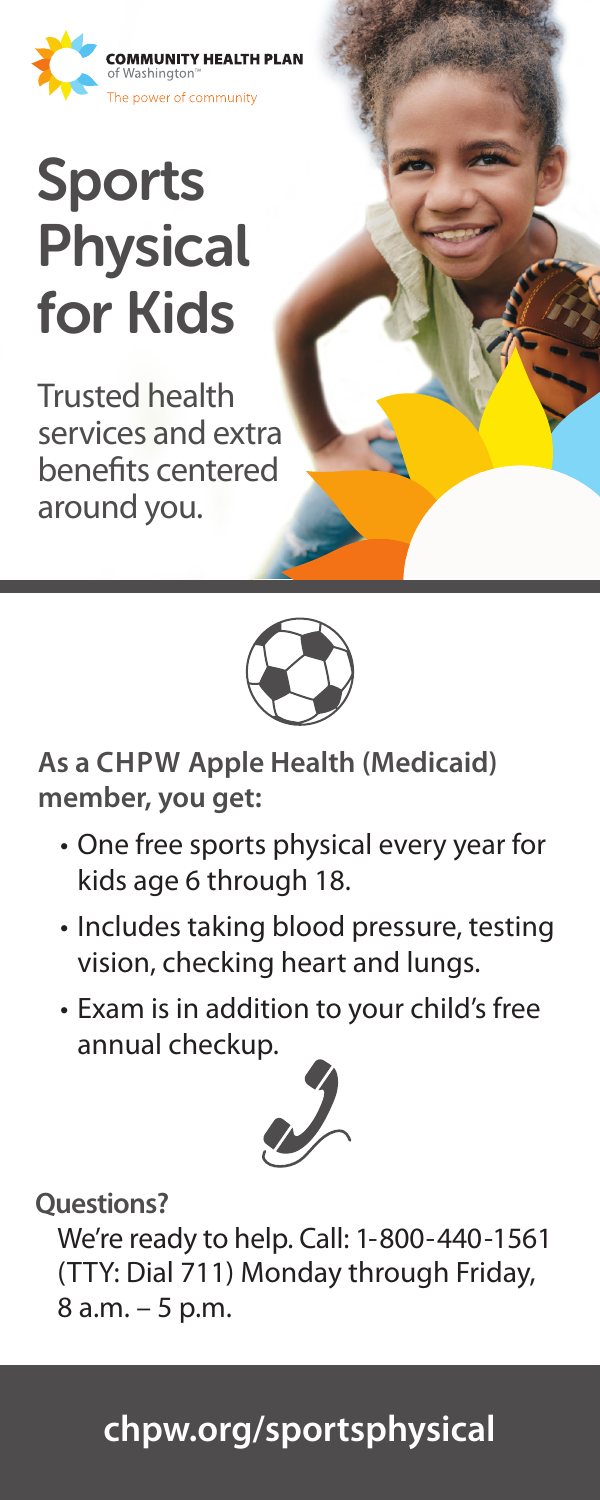COMMUNITY HEALTH PLAN
of Washington™
The power of community

# Sports Physical for Kids

Trusted health services and extra benefits centered around you.

**As a CHPW Apple Health (Medicaid) member, you get:**

- One free sports physical every year for kids age 6 through 18.
- Includes taking blood pressure, testing vision, checking heart and lungs.
- Exam is in addition to your child's free annual checkup.

**Questions?**

We're ready to help. Call: 1-800-440-1561 (TTY: Dial 711) Monday through Friday, 8 a.m. – 5 p.m.

**chpw.org/sportsphysical**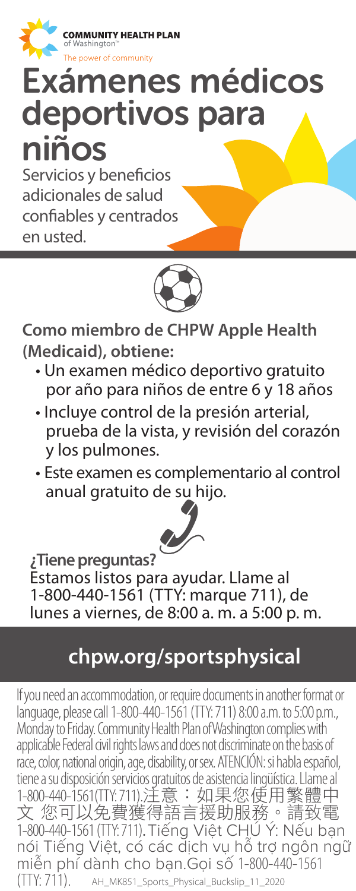COMMUNITY HEALTH PLAN of Washington™

The power of community

# Exámenes médicos deportivos para niños

Servicios y beneficios adicionales de salud confiables y centrados en usted.

**Como miembro de CHPW Apple Health (Medicaid), obtiene:**

- Un examen médico deportivo gratuito por año para niños de entre 6 y 18 años
- Incluye control de la presión arterial, prueba de la vista, y revisión del corazón y los pulmones.
- Este examen es complementario al control anual gratuito de su hijo.

**¿Tiene preguntas?**

Estamos listos para ayudar. Llame al 1-800-440-1561 (TTY: marque 711), de lunes a viernes, de 8:00 a. m. a 5:00 p. m.

## chpw.org/sportsphysical

If you need an accommodation, or require documents in another format or language, please call 1-800-440-1561 (TTY: 711) 8:00 a.m. to 5:00 p.m., Monday to Friday. Community Health Plan of Washington complies with applicable Federal civil rights laws and does not discriminate on the basis of race, color, national origin, age, disability, or sex. ATENCIÓN: si habla español, tiene a su disposición servicios gratuitos de asistencia lingüística. Llame al 1-800-440-1561(TTY: 711).注意：如果您使用繁體中文 您可以免費獲得語言援助服務。請致電 1-800-440-1561 (TTY: 711). Tiếng Việt CHÚ Ý: Nếu bạn nói Tiếng Việt, có các dịch vụ hỗ trợ ngôn ngữ miễn phí dành cho bạn.Gọi số 1-800-440-1561 (TTY: 711).

AH_MK851_Sports_Physical_Buckslip_11_2020